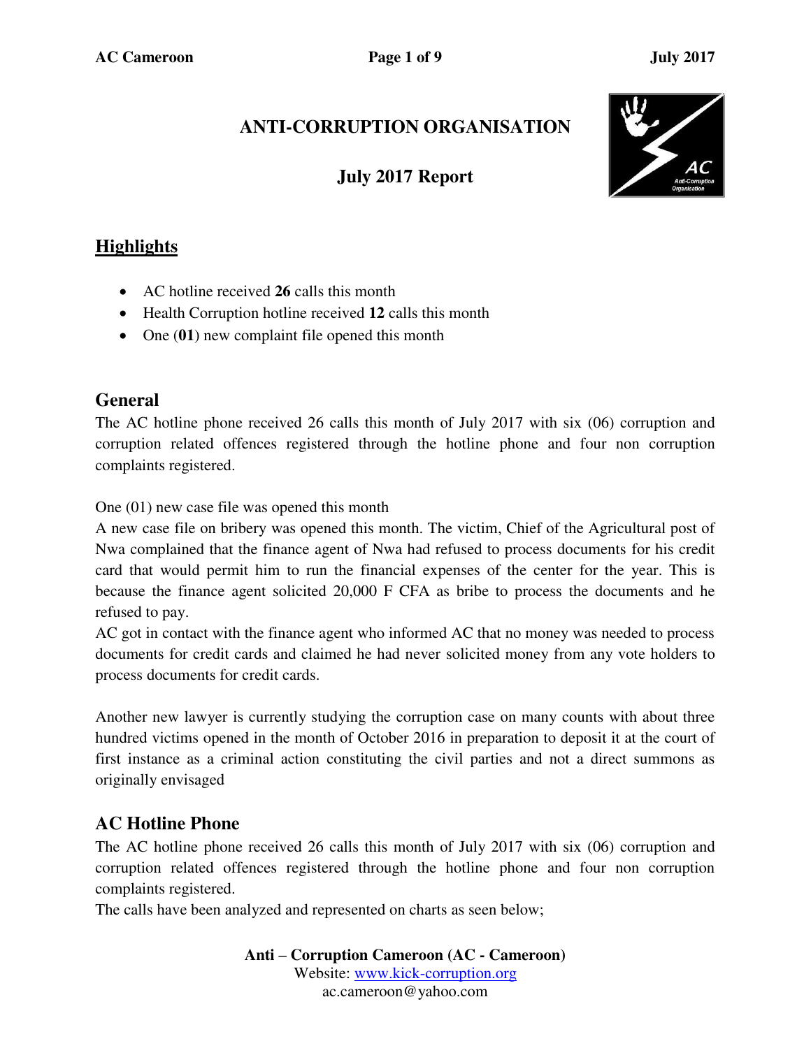# ANTI-CORRUPTION ORGANISATION

## July 2017 Report

## Highlights

- AC hotline received **26** calls this month
- Health Corruption hotline received **12** calls this month
- One (**01**) new complaint file opened this month

## General

The AC hotline phone received 26 calls this month of July 2017 with six (06) corruption and corruption related offences registered through the hotline phone and four non corruption complaints registered.

One (01) new case file was opened this month

A new case file on bribery was opened this month. The victim, Chief of the Agricultural post of Nwa complained that the finance agent of Nwa had refused to process documents for his credit card that would permit him to run the financial expenses of the center for the year. This is because the finance agent solicited 20,000 F CFA as bribe to process the documents and he refused to pay.

AC got in contact with the finance agent who informed AC that no money was needed to process documents for credit cards and claimed he had never solicited money from any vote holders to process documents for credit cards.

Another new lawyer is currently studying the corruption case on many counts with about three hundred victims opened in the month of October 2016 in preparation to deposit it at the court of first instance as a criminal action constituting the civil parties and not a direct summons as originally envisaged

## AC Hotline Phone

The AC hotline phone received 26 calls this month of July 2017 with six (06) corruption and corruption related offences registered through the hotline phone and four non corruption complaints registered.

The calls have been analyzed and represented on charts as seen below;

**Anti – Corruption Cameroon (AC - Cameroon)**
Website: www.kick-corruption.org
ac.cameroon@yahoo.com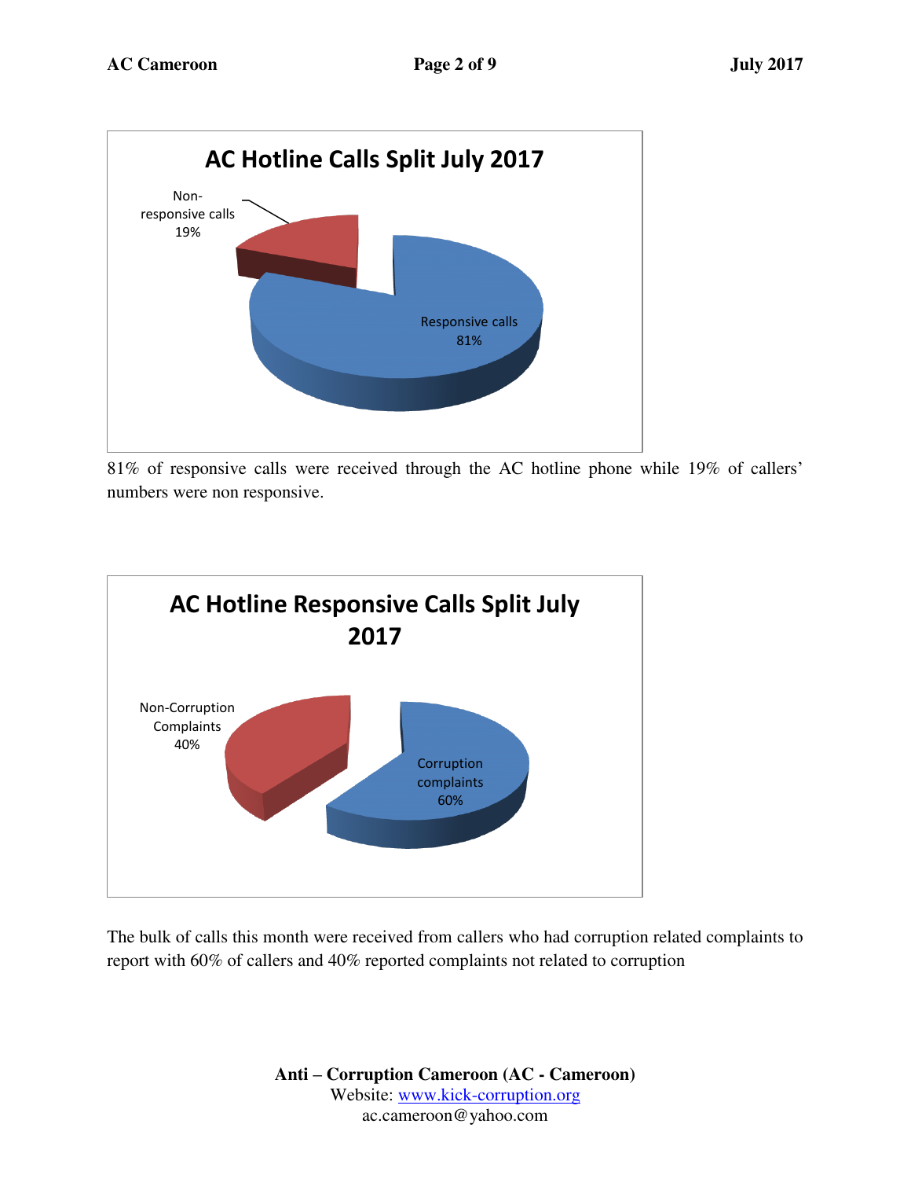**AC Hotline Calls Split July 2017**

Non-responsive calls 19%

Responsive calls 81%

81% of responsive calls were received through the AC hotline phone while 19% of callers' numbers were non responsive.

**AC Hotline Responsive Calls Split July 2017**

Non-Corruption Complaints 40%

Corruption complaints 60%

The bulk of calls this month were received from callers who had corruption related complaints to report with 60% of callers and 40% reported complaints not related to corruption

**Anti – Corruption Cameroon (AC - Cameroon)**
Website: [www.kick-corruption.org](http://www.kick-corruption.org)
ac.cameroon@yahoo.com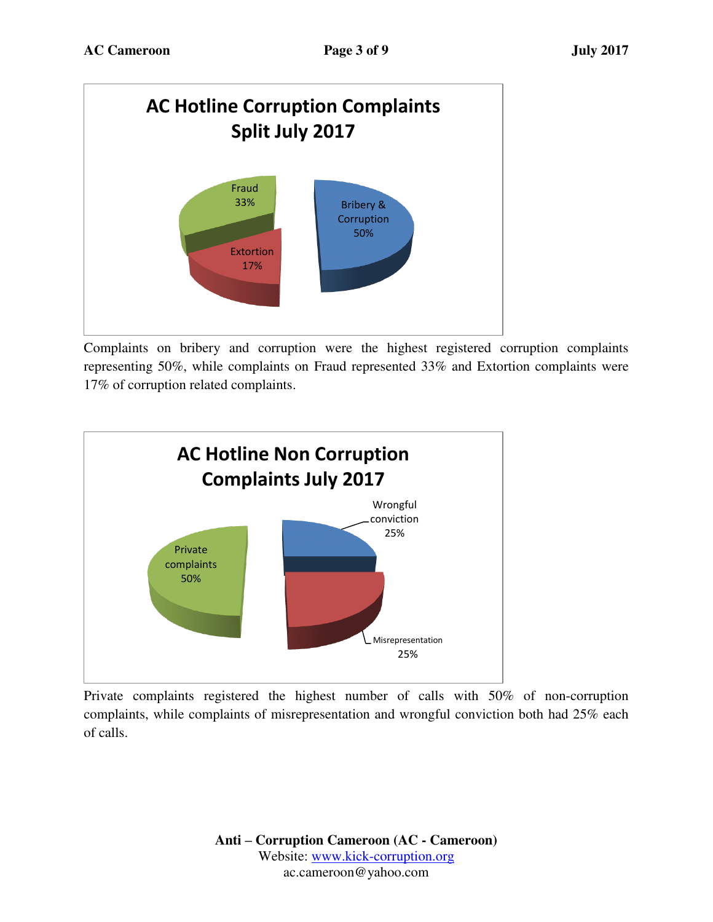**AC Hotline Corruption Complaints Split July 2017**

Fraud 33%

Bribery & Corruption 50%

Extortion 17%

Complaints on bribery and corruption were the highest registered corruption complaints representing 50%, while complaints on Fraud represented 33% and Extortion complaints were 17% of corruption related complaints.

**AC Hotline Non Corruption Complaints July 2017**

Wrongful conviction 25%

Private complaints 50%

Misrepresentation 25%

Private complaints registered the highest number of calls with 50% of non-corruption complaints, while complaints of misrepresentation and wrongful conviction both had 25% each of calls.

**Anti – Corruption Cameroon (AC - Cameroon)**
Website: www.kick-corruption.org
ac.cameroon@yahoo.com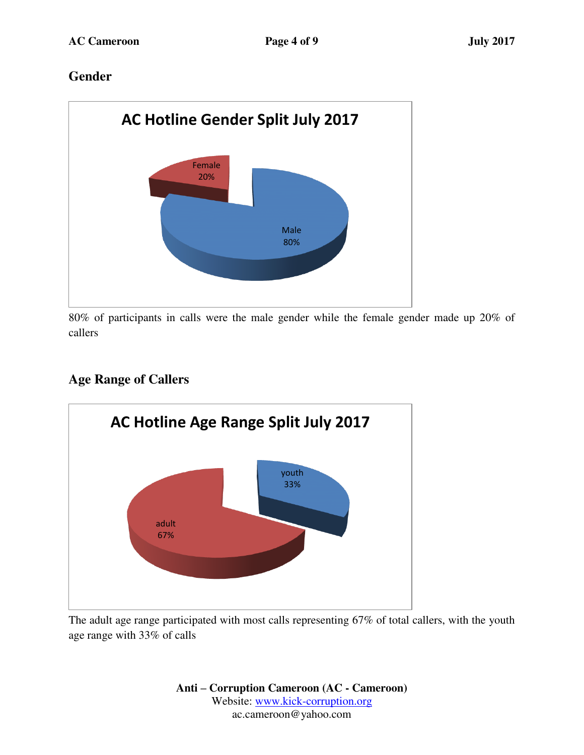## Gender

**AC Hotline Gender Split July 2017**

Female 20%

Male 80%

80% of participants in calls were the male gender while the female gender made up 20% of callers

## Age Range of Callers

**AC Hotline Age Range Split July 2017**

youth 33%

adult 67%

The adult age range participated with most calls representing 67% of total callers, with the youth age range with 33% of calls

**Anti – Corruption Cameroon (AC - Cameroon)**
Website: [www.kick-corruption.org](http://www.kick-corruption.org)
ac.cameroon@yahoo.com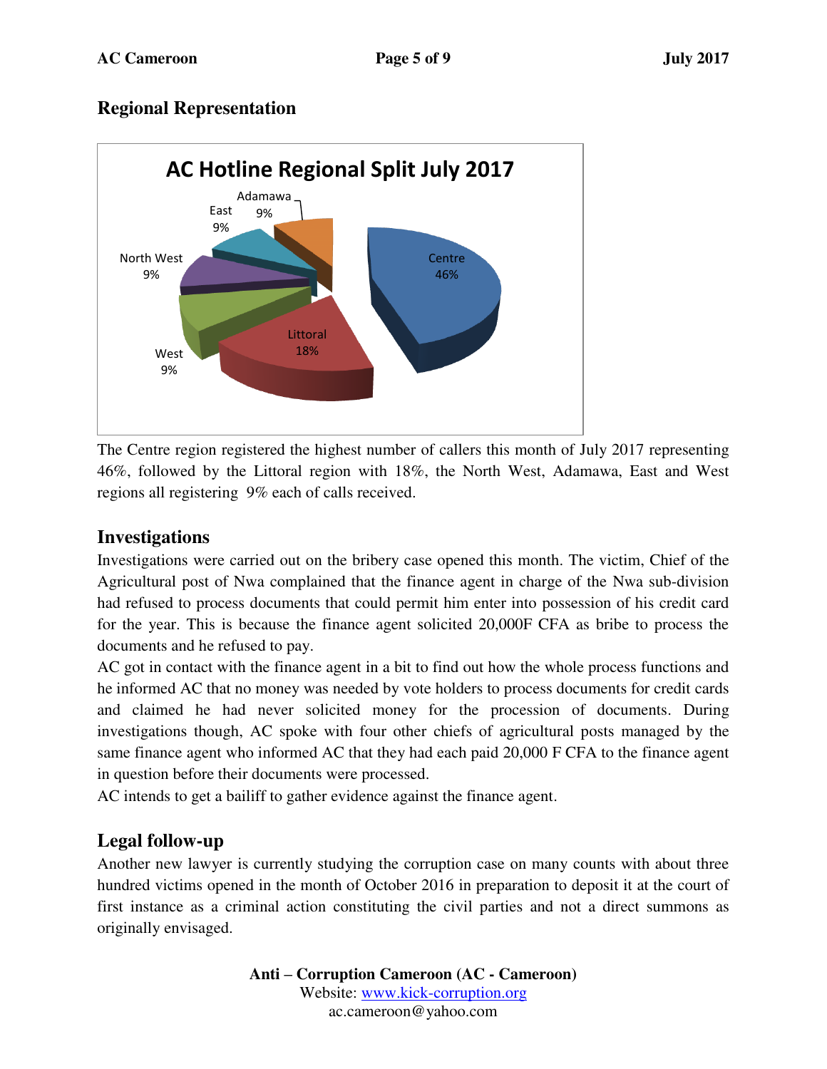## Regional Representation

The Centre region registered the highest number of callers this month of July 2017 representing 46%, followed by the Littoral region with 18%, the North West, Adamawa, East and West regions all registering 9% each of calls received.

## Investigations

Investigations were carried out on the bribery case opened this month. The victim, Chief of the Agricultural post of Nwa complained that the finance agent in charge of the Nwa sub-division had refused to process documents that could permit him enter into possession of his credit card for the year. This is because the finance agent solicited 20,000F CFA as bribe to process the documents and he refused to pay.

AC got in contact with the finance agent in a bit to find out how the whole process functions and he informed AC that no money was needed by vote holders to process documents for credit cards and claimed he had never solicited money for the procession of documents. During investigations though, AC spoke with four other chiefs of agricultural posts managed by the same finance agent who informed AC that they had each paid 20,000 F CFA to the finance agent in question before their documents were processed.

AC intends to get a bailiff to gather evidence against the finance agent.

## Legal follow-up

Another new lawyer is currently studying the corruption case on many counts with about three hundred victims opened in the month of October 2016 in preparation to deposit it at the court of first instance as a criminal action constituting the civil parties and not a direct summons as originally envisaged.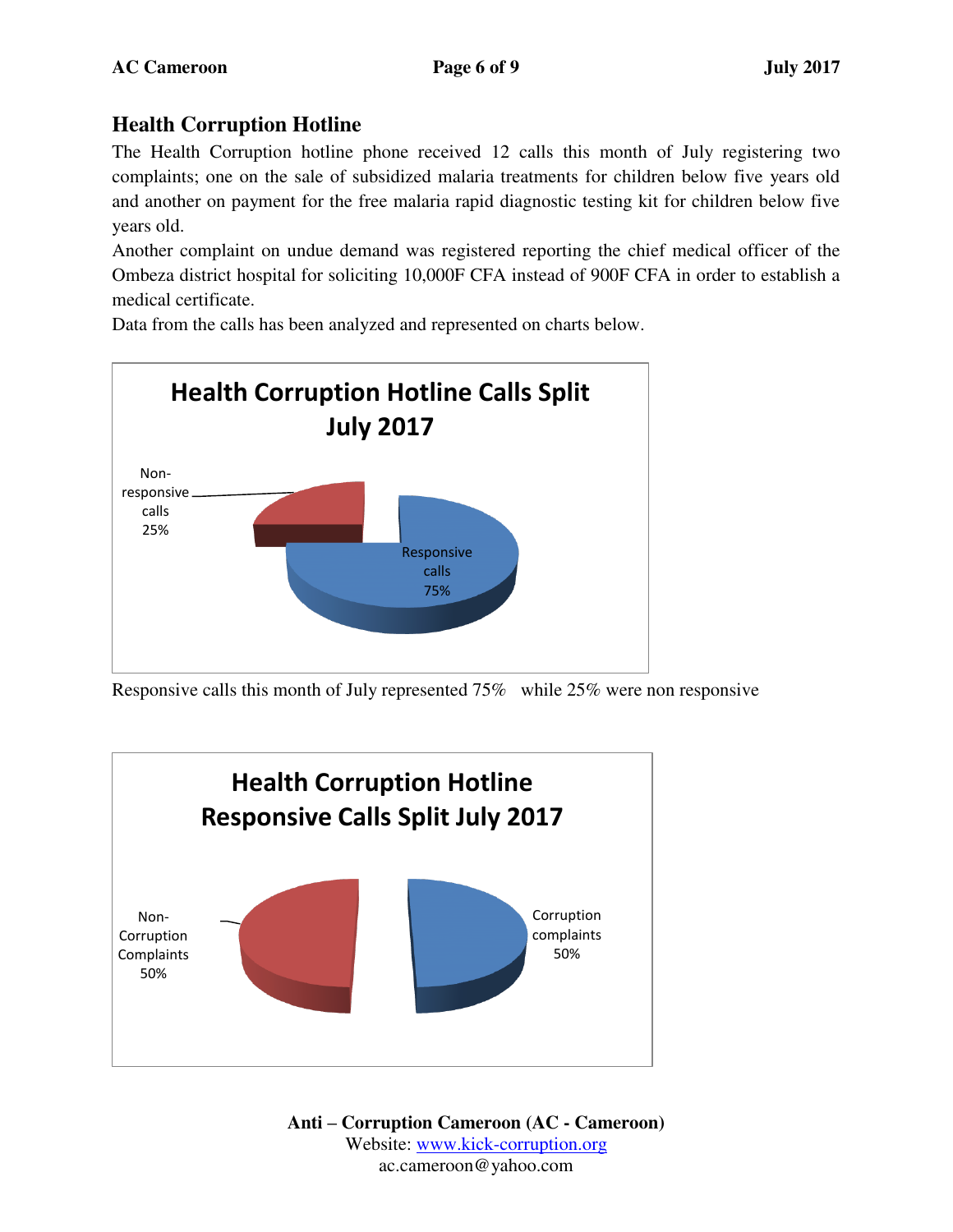## Health Corruption Hotline

The Health Corruption hotline phone received 12 calls this month of July registering two complaints; one on the sale of subsidized malaria treatments for children below five years old and another on payment for the free malaria rapid diagnostic testing kit for children below five years old.

Another complaint on undue demand was registered reporting the chief medical officer of the Ombeza district hospital for soliciting 10,000F CFA instead of 900F CFA in order to establish a medical certificate.

Data from the calls has been analyzed and represented on charts below.

**Health Corruption Hotline Calls Split July 2017**

Non-responsive calls 25%

Responsive calls 75%

Responsive calls this month of July represented 75% while 25% were non responsive

**Health Corruption Hotline Responsive Calls Split July 2017**

Non-Corruption Complaints 50%

Corruption complaints 50%

**Anti – Corruption Cameroon (AC - Cameroon)**
Website: www.kick-corruption.org
ac.cameroon@yahoo.com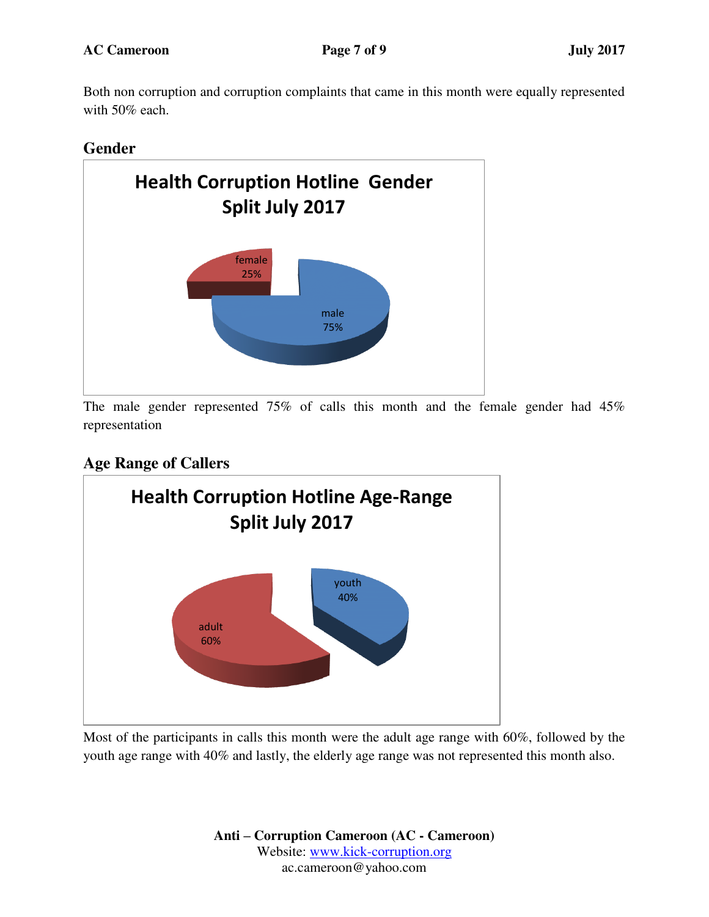Both non corruption and corruption complaints that came in this month were equally represented with 50% each.

## Gender

**Health Corruption Hotline Gender Split July 2017**

female 25%

male 75%

The male gender represented 75% of calls this month and the female gender had 45% representation

## Age Range of Callers

**Health Corruption Hotline Age-Range Split July 2017**

youth 40%

adult 60%

Most of the participants in calls this month were the adult age range with 60%, followed by the youth age range with 40% and lastly, the elderly age range was not represented this month also.

**Anti – Corruption Cameroon (AC - Cameroon)**
Website: www.kick-corruption.org
ac.cameroon@yahoo.com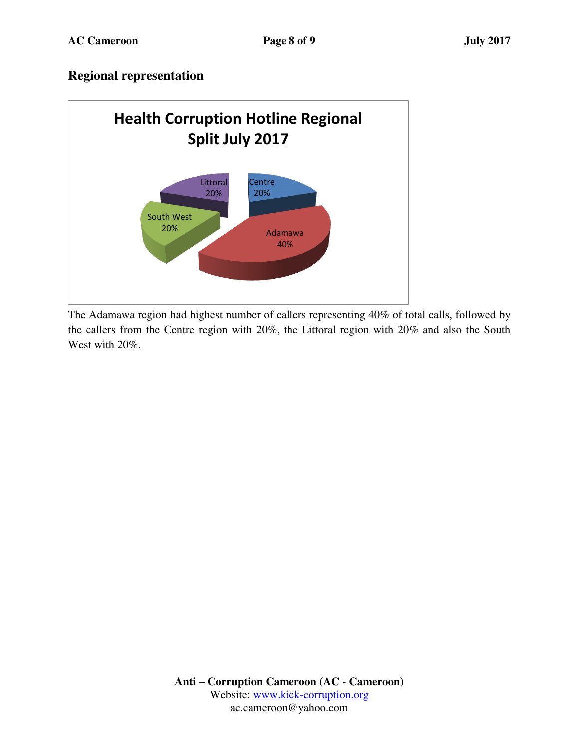## Regional representation

**Health Corruption Hotline Regional Split July 2017**

| Region | Share |
| --- | --- |
| Centre | 20% |
| Adamawa | 40% |
| South West | 20% |
| Littoral | 20% |

The Adamawa region had highest number of callers representing 40% of total calls, followed by the callers from the Centre region with 20%, the Littoral region with 20% and also the South West with 20%.

**Anti – Corruption Cameroon (AC - Cameroon)**
Website: www.kick-corruption.org
ac.cameroon@yahoo.com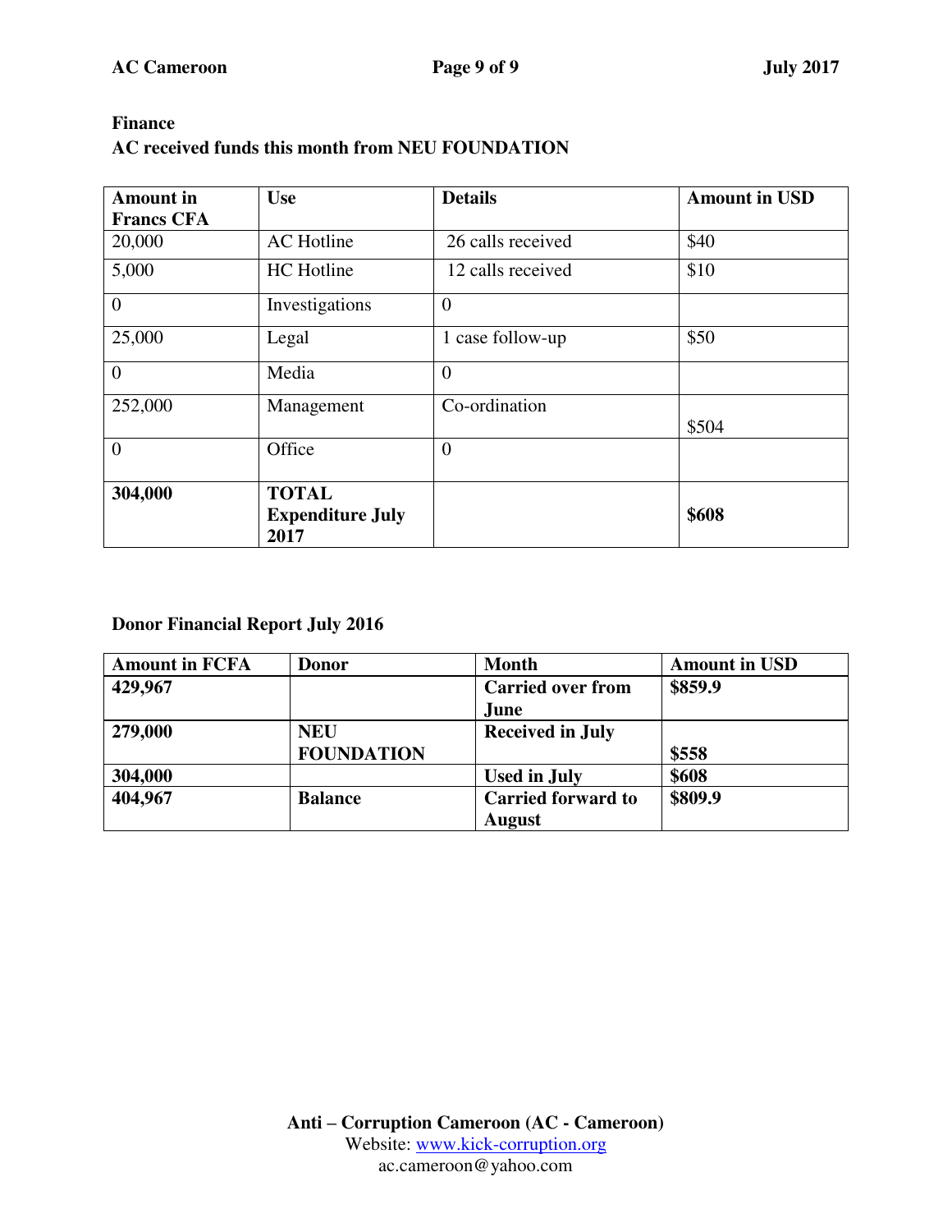**Finance**

**AC received funds this month from NEU FOUNDATION**

| Amount in Francs CFA | Use | Details | Amount in USD |
|---|---|---|---|
| 20,000 | AC Hotline | 26 calls received | $40 |
| 5,000 | HC Hotline | 12 calls received | $10 |
| 0 | Investigations | 0 | |
| 25,000 | Legal | 1 case follow-up | $50 |
| 0 | Media | 0 | |
| 252,000 | Management | Co-ordination | $504 |
| 0 | Office | 0 | |
| **304,000** | **TOTAL Expenditure July 2017** | | **$608** |

**Donor Financial Report July 2016**

| Amount in FCFA | Donor | Month | Amount in USD |
|---|---|---|---|
| **429,967** | | **Carried over from June** | **$859.9** |
| **279,000** | **NEU FOUNDATION** | **Received in July** | **$558** |
| **304,000** | | **Used in July** | **$608** |
| **404,967** | **Balance** | **Carried forward to August** | **$809.9** |

**Anti – Corruption Cameroon (AC - Cameroon)**
Website: www.kick-corruption.org
ac.cameroon@yahoo.com